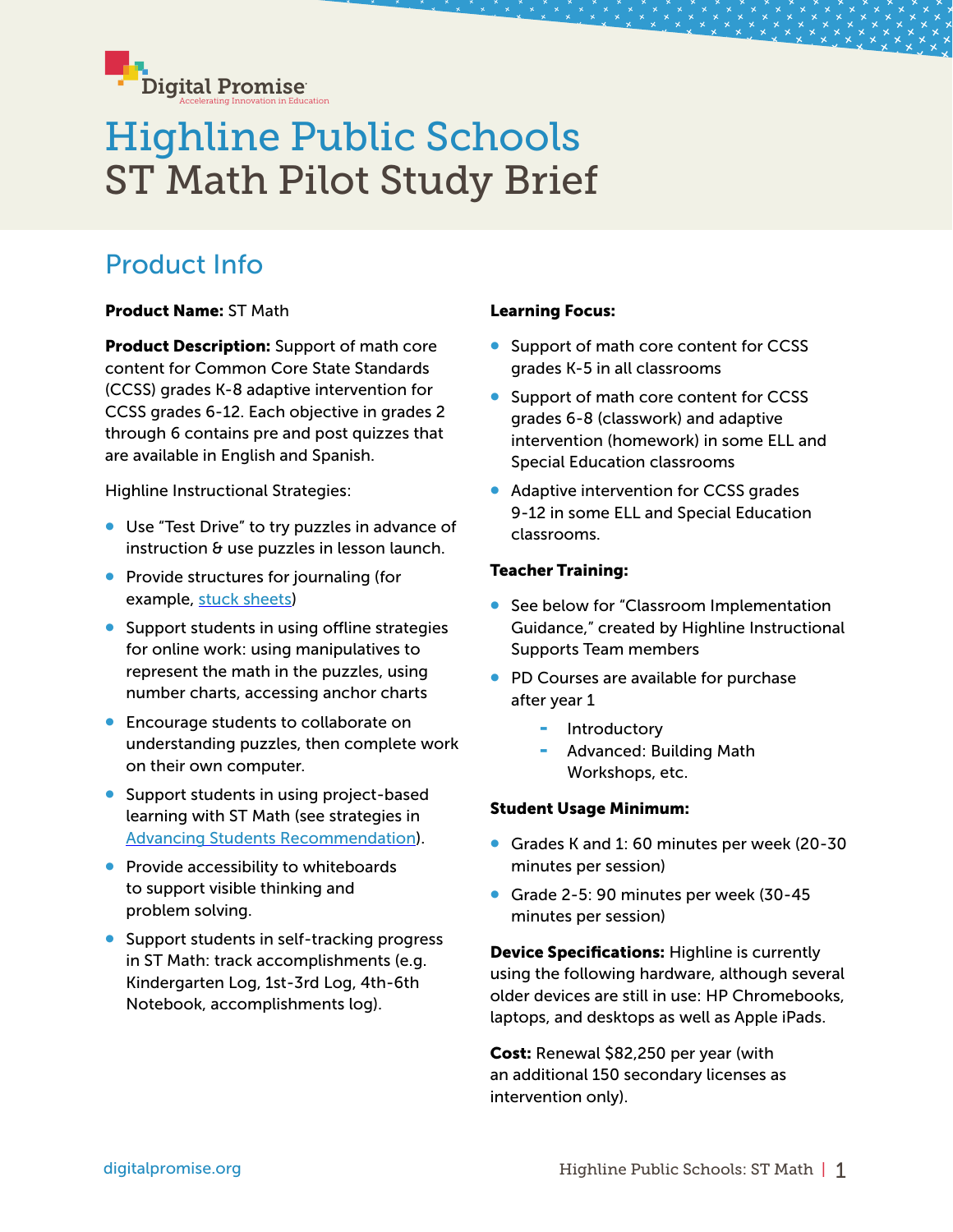Digital Promise
Accelerating Innovation in Education

# Highline Public Schools
# ST Math Pilot Study Brief

## Product Info

**Product Name:** ST Math

**Product Description:** Support of math core content for Common Core State Standards (CCSS) grades K-8 adaptive intervention for CCSS grades 6-12. Each objective in grades 2 through 6 contains pre and post quizzes that are available in English and Spanish.

Highline Instructional Strategies:

- Use "Test Drive" to try puzzles in advance of instruction & use puzzles in lesson launch.
- Provide structures for journaling (for example, stuck sheets)
- Support students in using offline strategies for online work: using manipulatives to represent the math in the puzzles, using number charts, accessing anchor charts
- Encourage students to collaborate on understanding puzzles, then complete work on their own computer.
- Support students in using project-based learning with ST Math (see strategies in Advancing Students Recommendation).
- Provide accessibility to whiteboards to support visible thinking and problem solving.
- Support students in self-tracking progress in ST Math: track accomplishments (e.g. Kindergarten Log, 1st-3rd Log, 4th-6th Notebook, accomplishments log).

**Learning Focus:**

- Support of math core content for CCSS grades K-5 in all classrooms
- Support of math core content for CCSS grades 6-8 (classwork) and adaptive intervention (homework) in some ELL and Special Education classrooms
- Adaptive intervention for CCSS grades 9-12 in some ELL and Special Education classrooms.

**Teacher Training:**

- See below for "Classroom Implementation Guidance," created by Highline Instructional Supports Team members
- PD Courses are available for purchase after year 1
  - Introductory
  - Advanced: Building Math Workshops, etc.

**Student Usage Minimum:**

- Grades K and 1: 60 minutes per week (20-30 minutes per session)
- Grade 2-5: 90 minutes per week (30-45 minutes per session)

**Device Specifications:** Highline is currently using the following hardware, although several older devices are still in use: HP Chromebooks, laptops, and desktops as well as Apple iPads.

**Cost:** Renewal $82,250 per year (with an additional 150 secondary licenses as intervention only).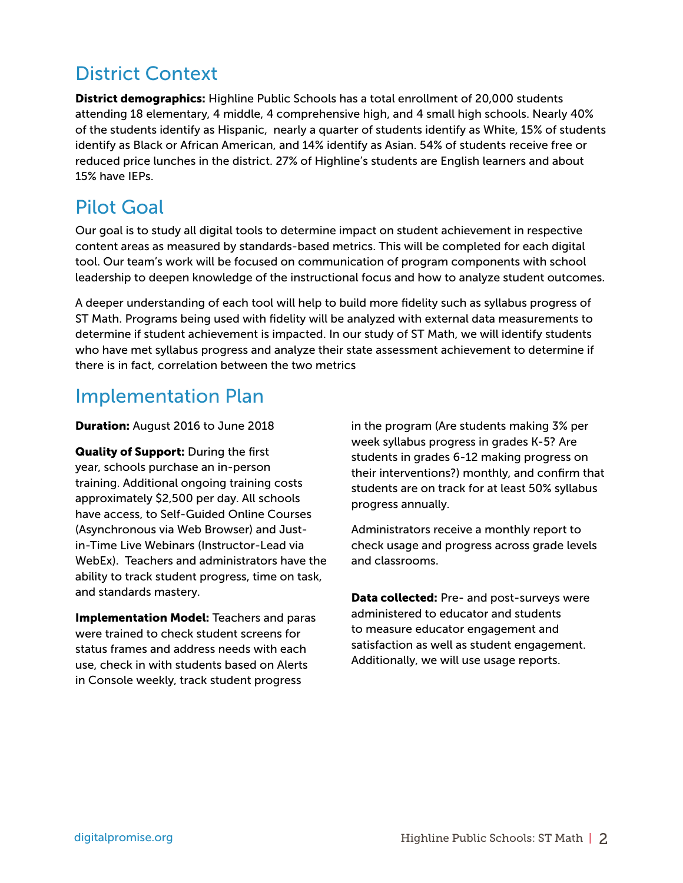## District Context

**District demographics:** Highline Public Schools has a total enrollment of 20,000 students attending 18 elementary, 4 middle, 4 comprehensive high, and 4 small high schools. Nearly 40% of the students identify as Hispanic, nearly a quarter of students identify as White, 15% of students identify as Black or African American, and 14% identify as Asian. 54% of students receive free or reduced price lunches in the district. 27% of Highline's students are English learners and about 15% have IEPs.

## Pilot Goal

Our goal is to study all digital tools to determine impact on student achievement in respective content areas as measured by standards-based metrics. This will be completed for each digital tool. Our team's work will be focused on communication of program components with school leadership to deepen knowledge of the instructional focus and how to analyze student outcomes.

A deeper understanding of each tool will help to build more fidelity such as syllabus progress of ST Math. Programs being used with fidelity will be analyzed with external data measurements to determine if student achievement is impacted. In our study of ST Math, we will identify students who have met syllabus progress and analyze their state assessment achievement to determine if there is in fact, correlation between the two metrics

## Implementation Plan

**Duration:** August 2016 to June 2018

**Quality of Support:** During the first year, schools purchase an in-person training. Additional ongoing training costs approximately $2,500 per day. All schools have access, to Self-Guided Online Courses (Asynchronous via Web Browser) and Just-in-Time Live Webinars (Instructor-Lead via WebEx). Teachers and administrators have the ability to track student progress, time on task, and standards mastery.

**Implementation Model:** Teachers and paras were trained to check student screens for status frames and address needs with each use, check in with students based on Alerts in Console weekly, track student progress in the program (Are students making 3% per week syllabus progress in grades K-5? Are students in grades 6-12 making progress on their interventions?) monthly, and confirm that students are on track for at least 50% syllabus progress annually.

Administrators receive a monthly report to check usage and progress across grade levels and classrooms.

**Data collected:** Pre- and post-surveys were administered to educator and students to measure educator engagement and satisfaction as well as student engagement. Additionally, we will use usage reports.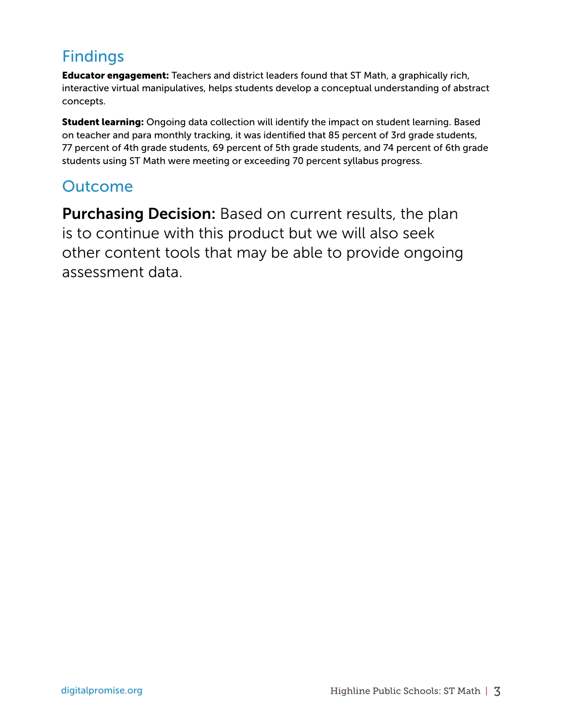## Findings

**Educator engagement:** Teachers and district leaders found that ST Math, a graphically rich, interactive virtual manipulatives, helps students develop a conceptual understanding of abstract concepts.

**Student learning:** Ongoing data collection will identify the impact on student learning. Based on teacher and para monthly tracking, it was identified that 85 percent of 3rd grade students, 77 percent of 4th grade students, 69 percent of 5th grade students, and 74 percent of 6th grade students using ST Math were meeting or exceeding 70 percent syllabus progress.

## Outcome

**Purchasing Decision:** Based on current results, the plan is to continue with this product but we will also seek other content tools that may be able to provide ongoing assessment data.